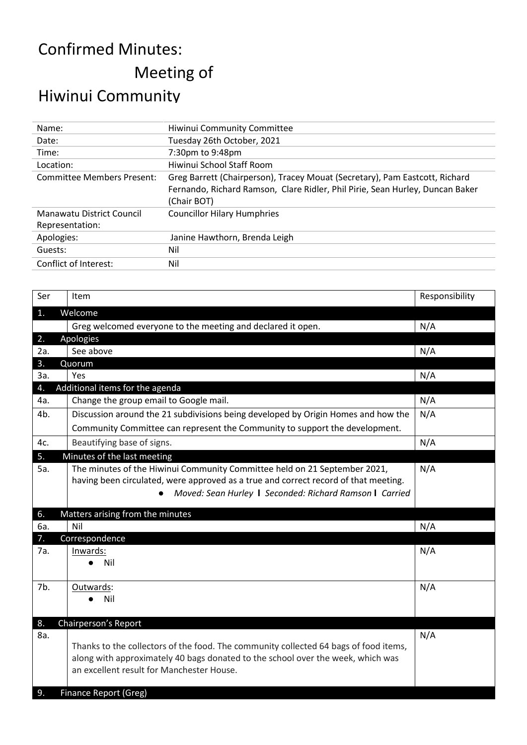# Confirmed Minutes:
## Meeting of
# Hiwinui Community

| Name: | Hiwinui Community Committee |
|---|---|
| Date: | Tuesday 26th October, 2021 |
| Time: | 7:30pm to 9:48pm |
| Location: | Hiwinui School Staff Room |
| Committee Members Present: | Greg Barrett (Chairperson), Tracey Mouat (Secretary), Pam Eastcott, Richard Fernando, Richard Ramson, Clare Ridler, Phil Pirie, Sean Hurley, Duncan Baker (Chair BOT) |
| Manawatu District Council Representation: | Councillor Hilary Humphries |
| Apologies: | Janine Hawthorn, Brenda Leigh |
| Guests: | Nil |
| Conflict of Interest: | Nil |

| Ser | Item | Responsibility |
|---|---|---|
| **1.** | **Welcome** | |
| | Greg welcomed everyone to the meeting and declared it open. | N/A |
| **2.** | **Apologies** | |
| 2a. | See above | N/A |
| **3.** | **Quorum** | |
| 3a. | Yes | N/A |
| **4.** | **Additional items for the agenda** | |
| 4a. | Change the group email to Google mail. | N/A |
| 4b. | Discussion around the 21 subdivisions being developed by Origin Homes and how the Community Committee can represent the Community to support the development. | N/A |
| 4c. | Beautifying base of signs. | N/A |
| **5.** | **Minutes of the last meeting** | |
| 5a. | The minutes of the Hiwinui Community Committee held on 21 September 2021, having been circulated, were approved as a true and correct record of that meeting. <br>• *Moved: Sean Hurley* **I** *Seconded: Richard Ramson* **I** *Carried* | N/A |
| **6.** | **Matters arising from the minutes** | |
| 6a. | Nil | N/A |
| **7.** | **Correspondence** | |
| 7a. | Inwards: <br>• Nil | N/A |
| 7b. | Outwards: <br>• Nil | N/A |
| **8.** | **Chairperson's Report** | |
| 8a. | Thanks to the collectors of the food. The community collected 64 bags of food items, along with approximately 40 bags donated to the school over the week, which was an excellent result for Manchester House. | N/A |
| **9.** | **Finance Report (Greg)** | |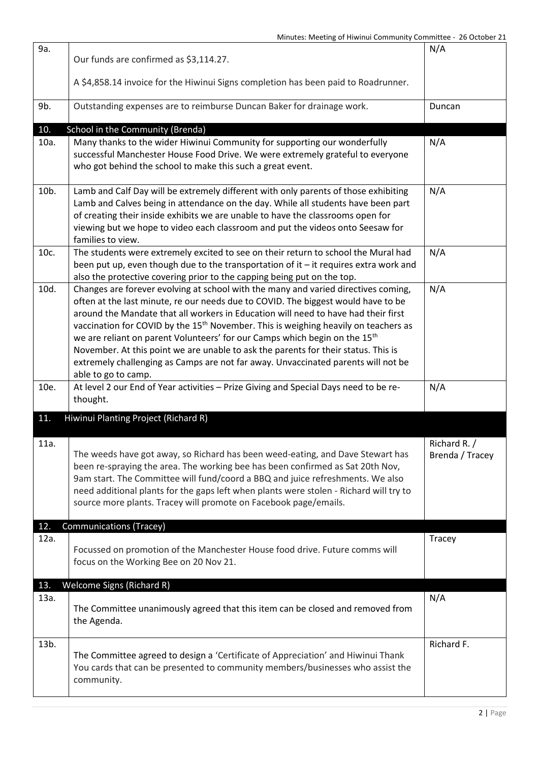| | | |
|---|---|---|
| 9a. | Our funds are confirmed as $3,114.27.<br><br>A $4,858.14 invoice for the Hiwinui Signs completion has been paid to Roadrunner. | N/A |
| 9b. | Outstanding expenses are to reimburse Duncan Baker for drainage work. | Duncan |
| **10.** | **School in the Community (Brenda)** | |
| 10a. | Many thanks to the wider Hiwinui Community for supporting our wonderfully successful Manchester House Food Drive. We were extremely grateful to everyone who got behind the school to make this such a great event. | N/A |
| 10b. | Lamb and Calf Day will be extremely different with only parents of those exhibiting Lamb and Calves being in attendance on the day. While all students have been part of creating their inside exhibits we are unable to have the classrooms open for viewing but we hope to video each classroom and put the videos onto Seesaw for families to view. | N/A |
| 10c. | The students were extremely excited to see on their return to school the Mural had been put up, even though due to the transportation of it – it requires extra work and also the protective covering prior to the capping being put on the top. | N/A |
| 10d. | Changes are forever evolving at school with the many and varied directives coming, often at the last minute, re our needs due to COVID. The biggest would have to be around the Mandate that all workers in Education will need to have had their first vaccination for COVID by the 15th November. This is weighing heavily on teachers as we are reliant on parent Volunteers' for our Camps which begin on the 15th November. At this point we are unable to ask the parents for their status. This is extremely challenging as Camps are not far away. Unvaccinated parents will not be able to go to camp. | N/A |
| 10e. | At level 2 our End of Year activities – Prize Giving and Special Days need to be re-thought. | N/A |
| **11.** | **Hiwinui Planting Project (Richard R)** | |
| 11a. | The weeds have got away, so Richard has been weed-eating, and Dave Stewart has been re-spraying the area. The working bee has been confirmed as Sat 20th Nov, 9am start. The Committee will fund/coord a BBQ and juice refreshments. We also need additional plants for the gaps left when plants were stolen - Richard will try to source more plants. Tracey will promote on Facebook page/emails. | Richard R. / Brenda / Tracey |
| **12.** | **Communications (Tracey)** | |
| 12a. | Focussed on promotion of the Manchester House food drive. Future comms will focus on the Working Bee on 20 Nov 21. | Tracey |
| **13.** | **Welcome Signs (Richard R)** | |
| 13a. | The Committee unanimously agreed that this item can be closed and removed from the Agenda. | N/A |
| 13b. | The Committee agreed to design a 'Certificate of Appreciation' and Hiwinui Thank You cards that can be presented to community members/businesses who assist the community. | Richard F. |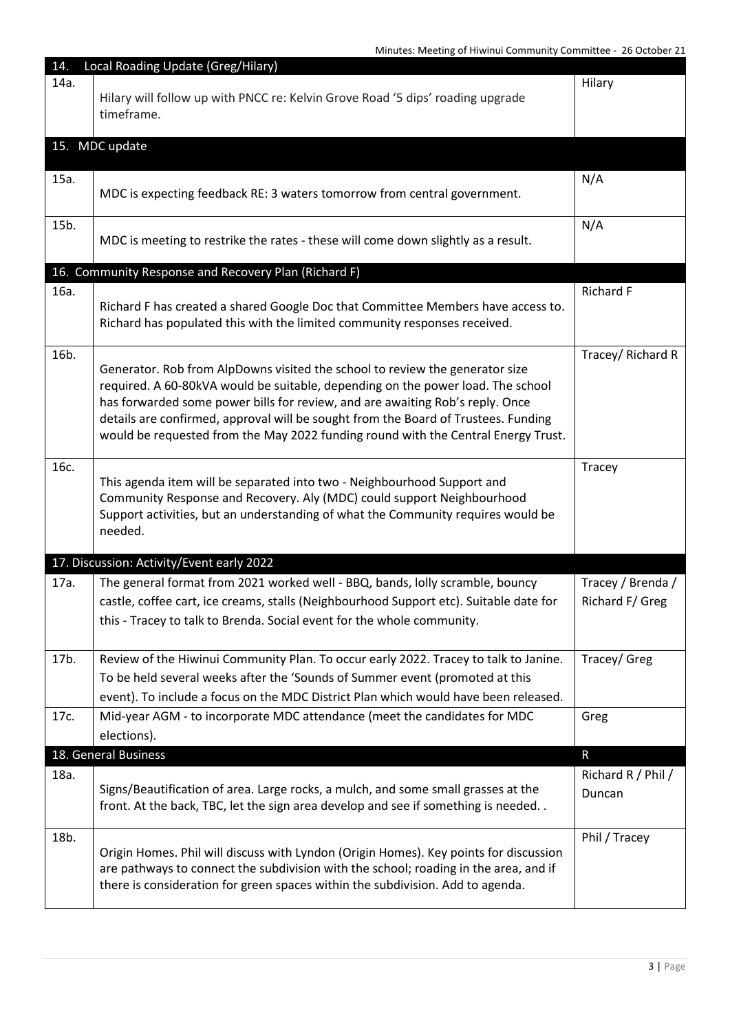| 14. | Local Roading Update (Greg/Hilary) | |
|---|---|---|
| 14a. | Hilary will follow up with PNCC re: Kelvin Grove Road '5 dips' roading upgrade timeframe. | Hilary |
| 15. | MDC update | |
| 15a. | MDC is expecting feedback RE: 3 waters tomorrow from central government. | N/A |
| 15b. | MDC is meeting to restrike the rates - these will come down slightly as a result. | N/A |
| 16. | Community Response and Recovery Plan (Richard F) | |
| 16a. | Richard F has created a shared Google Doc that Committee Members have access to. Richard has populated this with the limited community responses received. | Richard F |
| 16b. | Generator. Rob from AlpDowns visited the school to review the generator size required. A 60-80kVA would be suitable, depending on the power load. The school has forwarded some power bills for review, and are awaiting Rob's reply. Once details are confirmed, approval will be sought from the Board of Trustees. Funding would be requested from the May 2022 funding round with the Central Energy Trust. | Tracey/ Richard R |
| 16c. | This agenda item will be separated into two - Neighbourhood Support and Community Response and Recovery. Aly (MDC) could support Neighbourhood Support activities, but an understanding of what the Community requires would be needed. | Tracey |
| 17. | Discussion: Activity/Event early 2022 | |
| 17a. | The general format from 2021 worked well - BBQ, bands, lolly scramble, bouncy castle, coffee cart, ice creams, stalls (Neighbourhood Support etc). Suitable date for this - Tracey to talk to Brenda. Social event for the whole community. | Tracey / Brenda / Richard F/ Greg |
| 17b. | Review of the Hiwinui Community Plan. To occur early 2022. Tracey to talk to Janine. To be held several weeks after the 'Sounds of Summer event (promoted at this event). To include a focus on the MDC District Plan which would have been released. | Tracey/ Greg |
| 17c. | Mid-year AGM - to incorporate MDC attendance (meet the candidates for MDC elections). | Greg |
| 18. | General Business | R |
| 18a. | Signs/Beautification of area. Large rocks, a mulch, and some small grasses at the front. At the back, TBC, let the sign area develop and see if something is needed. . | Richard R / Phil / Duncan |
| 18b. | Origin Homes. Phil will discuss with Lyndon (Origin Homes). Key points for discussion are pathways to connect the subdivision with the school; roading in the area, and if there is consideration for green spaces within the subdivision. Add to agenda. | Phil / Tracey |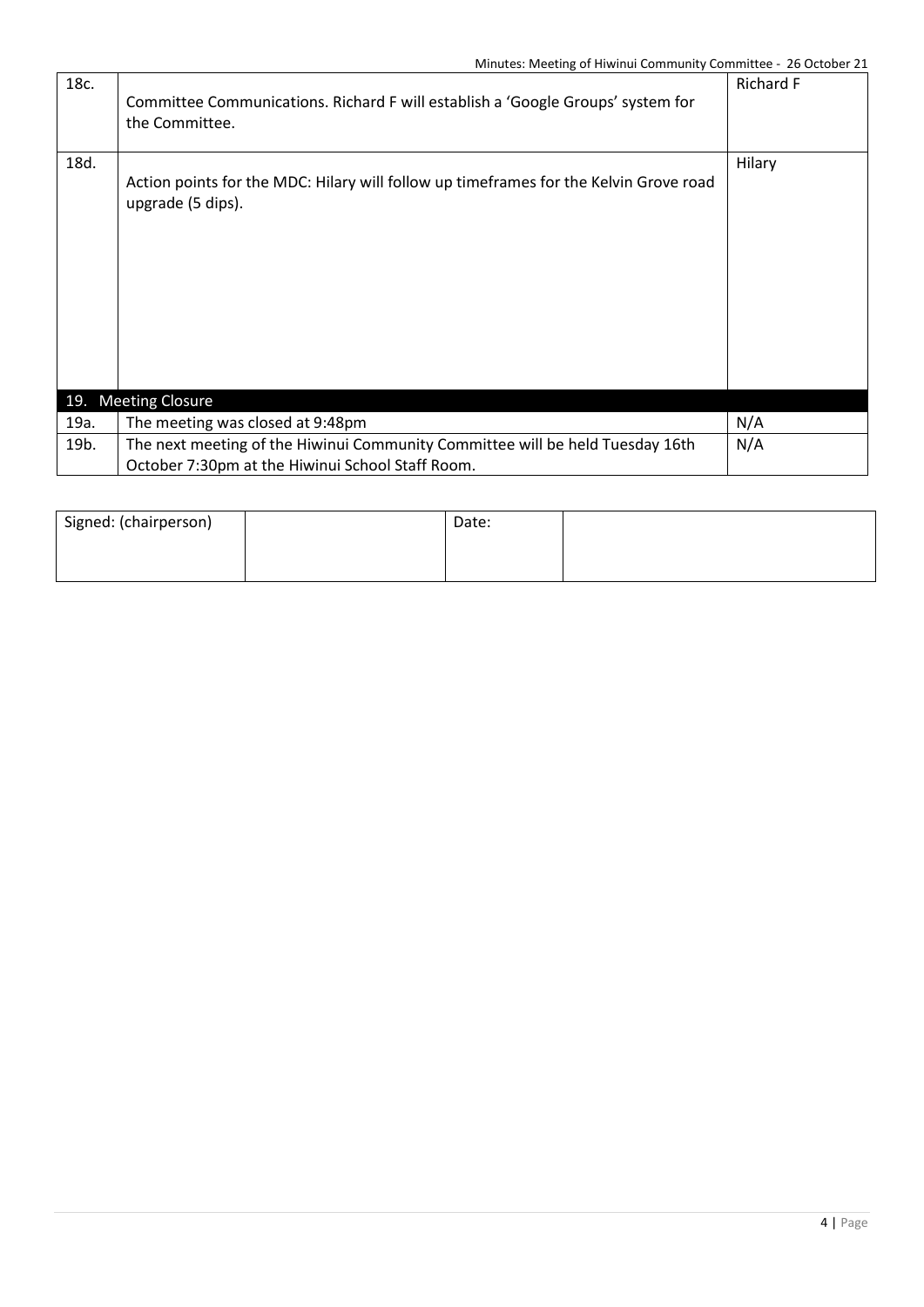| | | |
|---|---|---|
| 18c. | Committee Communications. Richard F will establish a 'Google Groups' system for the Committee. | Richard F |
| 18d. | Action points for the MDC: Hilary will follow up timeframes for the Kelvin Grove road upgrade (5 dips). | Hilary |
| **19. Meeting Closure** | | |
| 19a. | The meeting was closed at 9:48pm | N/A |
| 19b. | The next meeting of the Hiwinui Community Committee will be held Tuesday 16th October 7:30pm at the Hiwinui School Staff Room. | N/A |

| | | | |
|---|---|---|---|
| Signed: (chairperson) | | Date: | |